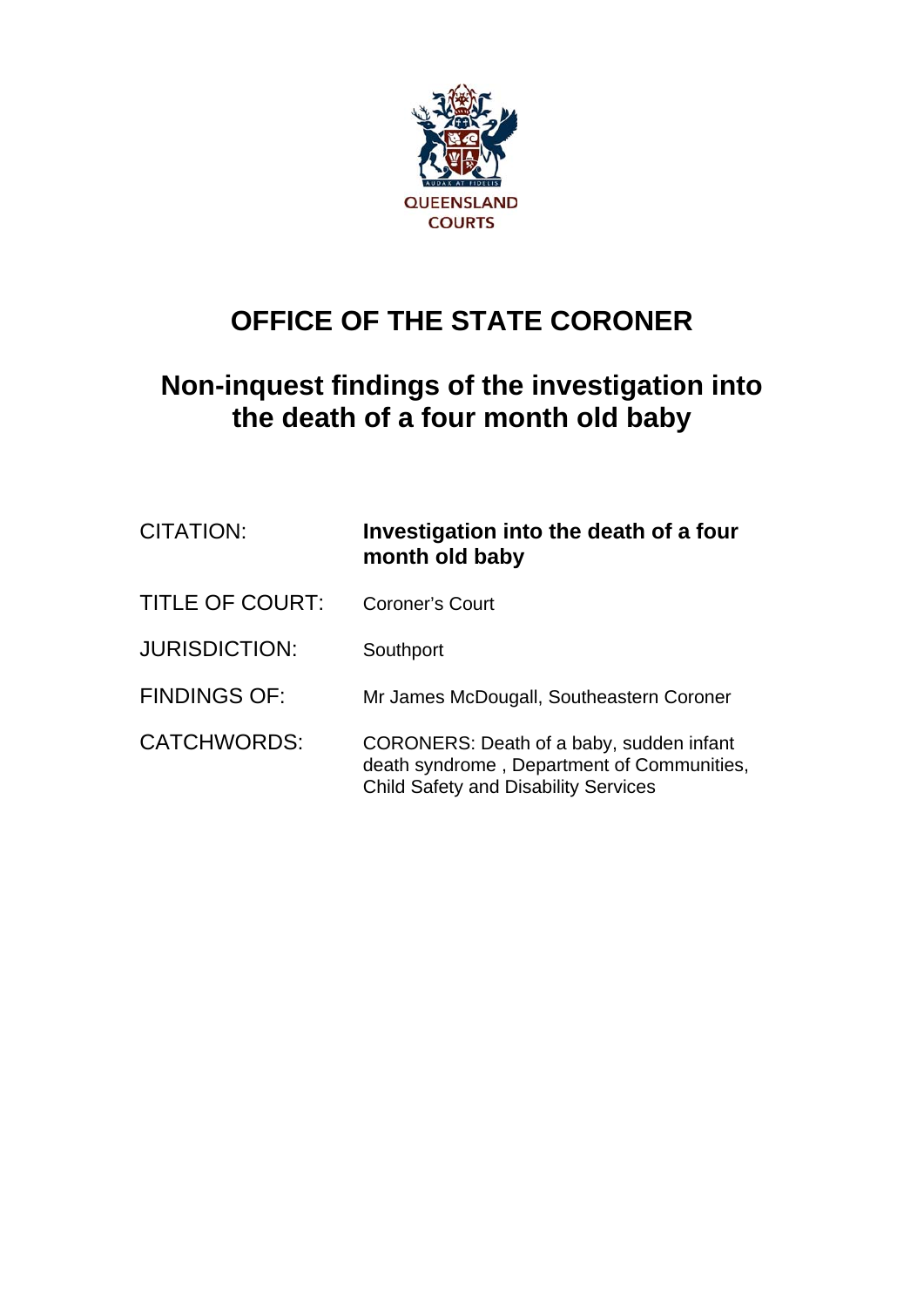QUEENSLAND COURTS

# OFFICE OF THE STATE CORONER

## Non-inquest findings of the investigation into the death of a four month old baby

| | |
|---|---|
| CITATION: | **Investigation into the death of a four month old baby** |
| TITLE OF COURT: | Coroner's Court |
| JURISDICTION: | Southport |
| FINDINGS OF: | Mr James McDougall, Southeastern Coroner |
| CATCHWORDS: | CORONERS: Death of a baby, sudden infant death syndrome , Department of Communities, Child Safety and Disability Services |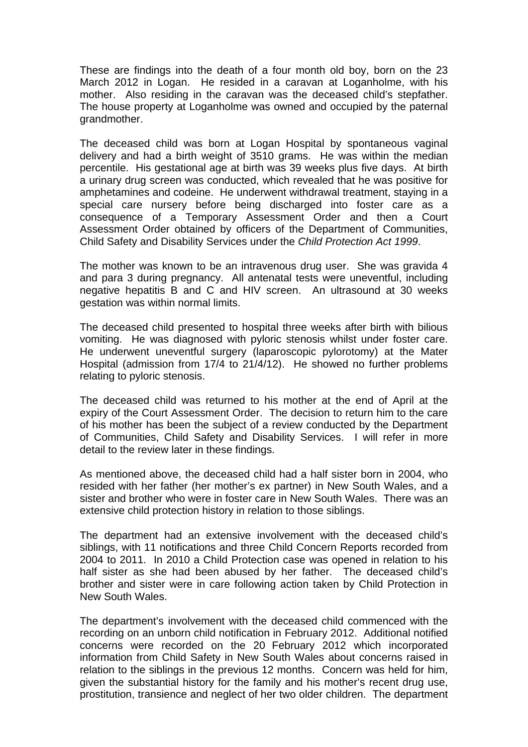These are findings into the death of a four month old boy, born on the 23 March 2012 in Logan. He resided in a caravan at Loganholme, with his mother. Also residing in the caravan was the deceased child's stepfather. The house property at Loganholme was owned and occupied by the paternal grandmother.

The deceased child was born at Logan Hospital by spontaneous vaginal delivery and had a birth weight of 3510 grams. He was within the median percentile. His gestational age at birth was 39 weeks plus five days. At birth a urinary drug screen was conducted, which revealed that he was positive for amphetamines and codeine. He underwent withdrawal treatment, staying in a special care nursery before being discharged into foster care as a consequence of a Temporary Assessment Order and then a Court Assessment Order obtained by officers of the Department of Communities, Child Safety and Disability Services under the *Child Protection Act 1999*.

The mother was known to be an intravenous drug user. She was gravida 4 and para 3 during pregnancy. All antenatal tests were uneventful, including negative hepatitis B and C and HIV screen. An ultrasound at 30 weeks gestation was within normal limits.

The deceased child presented to hospital three weeks after birth with bilious vomiting. He was diagnosed with pyloric stenosis whilst under foster care. He underwent uneventful surgery (laparoscopic pylorotomy) at the Mater Hospital (admission from 17/4 to 21/4/12). He showed no further problems relating to pyloric stenosis.

The deceased child was returned to his mother at the end of April at the expiry of the Court Assessment Order. The decision to return him to the care of his mother has been the subject of a review conducted by the Department of Communities, Child Safety and Disability Services. I will refer in more detail to the review later in these findings.

As mentioned above, the deceased child had a half sister born in 2004, who resided with her father (her mother's ex partner) in New South Wales, and a sister and brother who were in foster care in New South Wales. There was an extensive child protection history in relation to those siblings.

The department had an extensive involvement with the deceased child's siblings, with 11 notifications and three Child Concern Reports recorded from 2004 to 2011. In 2010 a Child Protection case was opened in relation to his half sister as she had been abused by her father. The deceased child's brother and sister were in care following action taken by Child Protection in New South Wales.

The department's involvement with the deceased child commenced with the recording on an unborn child notification in February 2012. Additional notified concerns were recorded on the 20 February 2012 which incorporated information from Child Safety in New South Wales about concerns raised in relation to the siblings in the previous 12 months. Concern was held for him, given the substantial history for the family and his mother's recent drug use, prostitution, transience and neglect of her two older children. The department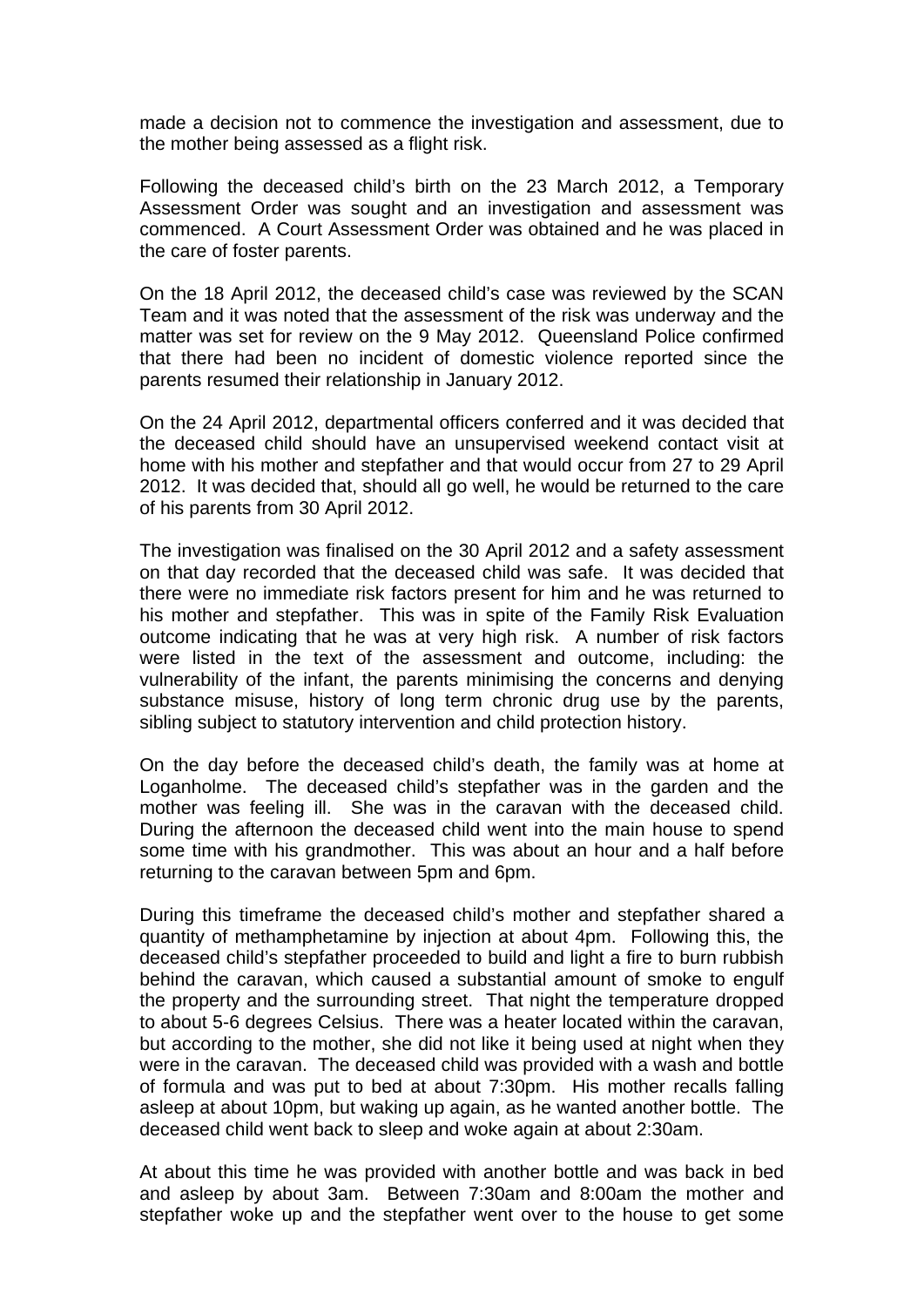made a decision not to commence the investigation and assessment, due to the mother being assessed as a flight risk.

Following the deceased child's birth on the 23 March 2012, a Temporary Assessment Order was sought and an investigation and assessment was commenced. A Court Assessment Order was obtained and he was placed in the care of foster parents.

On the 18 April 2012, the deceased child's case was reviewed by the SCAN Team and it was noted that the assessment of the risk was underway and the matter was set for review on the 9 May 2012. Queensland Police confirmed that there had been no incident of domestic violence reported since the parents resumed their relationship in January 2012.

On the 24 April 2012, departmental officers conferred and it was decided that the deceased child should have an unsupervised weekend contact visit at home with his mother and stepfather and that would occur from 27 to 29 April 2012. It was decided that, should all go well, he would be returned to the care of his parents from 30 April 2012.

The investigation was finalised on the 30 April 2012 and a safety assessment on that day recorded that the deceased child was safe. It was decided that there were no immediate risk factors present for him and he was returned to his mother and stepfather. This was in spite of the Family Risk Evaluation outcome indicating that he was at very high risk. A number of risk factors were listed in the text of the assessment and outcome, including: the vulnerability of the infant, the parents minimising the concerns and denying substance misuse, history of long term chronic drug use by the parents, sibling subject to statutory intervention and child protection history.

On the day before the deceased child's death, the family was at home at Loganholme. The deceased child's stepfather was in the garden and the mother was feeling ill. She was in the caravan with the deceased child. During the afternoon the deceased child went into the main house to spend some time with his grandmother. This was about an hour and a half before returning to the caravan between 5pm and 6pm.

During this timeframe the deceased child's mother and stepfather shared a quantity of methamphetamine by injection at about 4pm. Following this, the deceased child's stepfather proceeded to build and light a fire to burn rubbish behind the caravan, which caused a substantial amount of smoke to engulf the property and the surrounding street. That night the temperature dropped to about 5-6 degrees Celsius. There was a heater located within the caravan, but according to the mother, she did not like it being used at night when they were in the caravan. The deceased child was provided with a wash and bottle of formula and was put to bed at about 7:30pm. His mother recalls falling asleep at about 10pm, but waking up again, as he wanted another bottle. The deceased child went back to sleep and woke again at about 2:30am.

At about this time he was provided with another bottle and was back in bed and asleep by about 3am. Between 7:30am and 8:00am the mother and stepfather woke up and the stepfather went over to the house to get some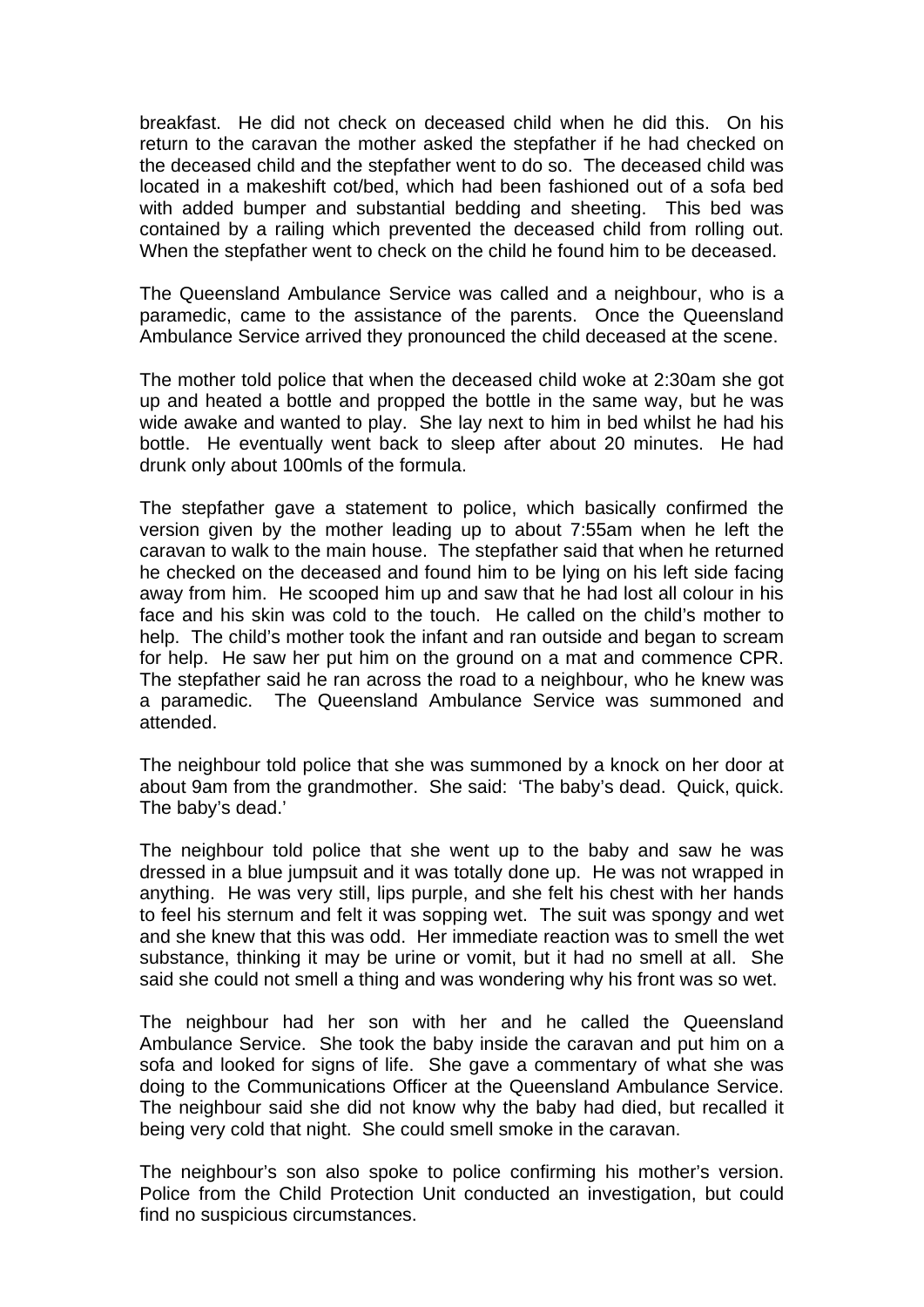breakfast. He did not check on deceased child when he did this. On his return to the caravan the mother asked the stepfather if he had checked on the deceased child and the stepfather went to do so. The deceased child was located in a makeshift cot/bed, which had been fashioned out of a sofa bed with added bumper and substantial bedding and sheeting. This bed was contained by a railing which prevented the deceased child from rolling out. When the stepfather went to check on the child he found him to be deceased.

The Queensland Ambulance Service was called and a neighbour, who is a paramedic, came to the assistance of the parents. Once the Queensland Ambulance Service arrived they pronounced the child deceased at the scene.

The mother told police that when the deceased child woke at 2:30am she got up and heated a bottle and propped the bottle in the same way, but he was wide awake and wanted to play. She lay next to him in bed whilst he had his bottle. He eventually went back to sleep after about 20 minutes. He had drunk only about 100mls of the formula.

The stepfather gave a statement to police, which basically confirmed the version given by the mother leading up to about 7:55am when he left the caravan to walk to the main house. The stepfather said that when he returned he checked on the deceased and found him to be lying on his left side facing away from him. He scooped him up and saw that he had lost all colour in his face and his skin was cold to the touch. He called on the child's mother to help. The child's mother took the infant and ran outside and began to scream for help. He saw her put him on the ground on a mat and commence CPR. The stepfather said he ran across the road to a neighbour, who he knew was a paramedic. The Queensland Ambulance Service was summoned and attended.

The neighbour told police that she was summoned by a knock on her door at about 9am from the grandmother. She said: 'The baby's dead. Quick, quick. The baby's dead.'

The neighbour told police that she went up to the baby and saw he was dressed in a blue jumpsuit and it was totally done up. He was not wrapped in anything. He was very still, lips purple, and she felt his chest with her hands to feel his sternum and felt it was sopping wet. The suit was spongy and wet and she knew that this was odd. Her immediate reaction was to smell the wet substance, thinking it may be urine or vomit, but it had no smell at all. She said she could not smell a thing and was wondering why his front was so wet.

The neighbour had her son with her and he called the Queensland Ambulance Service. She took the baby inside the caravan and put him on a sofa and looked for signs of life. She gave a commentary of what she was doing to the Communications Officer at the Queensland Ambulance Service. The neighbour said she did not know why the baby had died, but recalled it being very cold that night. She could smell smoke in the caravan.

The neighbour's son also spoke to police confirming his mother's version. Police from the Child Protection Unit conducted an investigation, but could find no suspicious circumstances.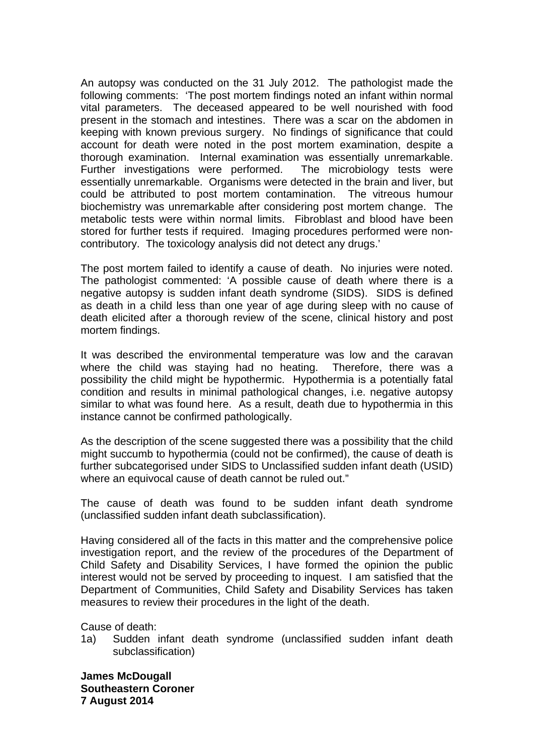An autopsy was conducted on the 31 July 2012. The pathologist made the following comments: 'The post mortem findings noted an infant within normal vital parameters. The deceased appeared to be well nourished with food present in the stomach and intestines. There was a scar on the abdomen in keeping with known previous surgery. No findings of significance that could account for death were noted in the post mortem examination, despite a thorough examination. Internal examination was essentially unremarkable. Further investigations were performed. The microbiology tests were essentially unremarkable. Organisms were detected in the brain and liver, but could be attributed to post mortem contamination. The vitreous humour biochemistry was unremarkable after considering post mortem change. The metabolic tests were within normal limits. Fibroblast and blood have been stored for further tests if required. Imaging procedures performed were non-contributory. The toxicology analysis did not detect any drugs.'

The post mortem failed to identify a cause of death. No injuries were noted. The pathologist commented: 'A possible cause of death where there is a negative autopsy is sudden infant death syndrome (SIDS). SIDS is defined as death in a child less than one year of age during sleep with no cause of death elicited after a thorough review of the scene, clinical history and post mortem findings.

It was described the environmental temperature was low and the caravan where the child was staying had no heating. Therefore, there was a possibility the child might be hypothermic. Hypothermia is a potentially fatal condition and results in minimal pathological changes, i.e. negative autopsy similar to what was found here. As a result, death due to hypothermia in this instance cannot be confirmed pathologically.

As the description of the scene suggested there was a possibility that the child might succumb to hypothermia (could not be confirmed), the cause of death is further subcategorised under SIDS to Unclassified sudden infant death (USID) where an equivocal cause of death cannot be ruled out."

The cause of death was found to be sudden infant death syndrome (unclassified sudden infant death subclassification).

Having considered all of the facts in this matter and the comprehensive police investigation report, and the review of the procedures of the Department of Child Safety and Disability Services, I have formed the opinion the public interest would not be served by proceeding to inquest. I am satisfied that the Department of Communities, Child Safety and Disability Services has taken measures to review their procedures in the light of the death.

Cause of death:

1a) Sudden infant death syndrome (unclassified sudden infant death subclassification)

**James McDougall**
**Southeastern Coroner**
**7 August 2014**